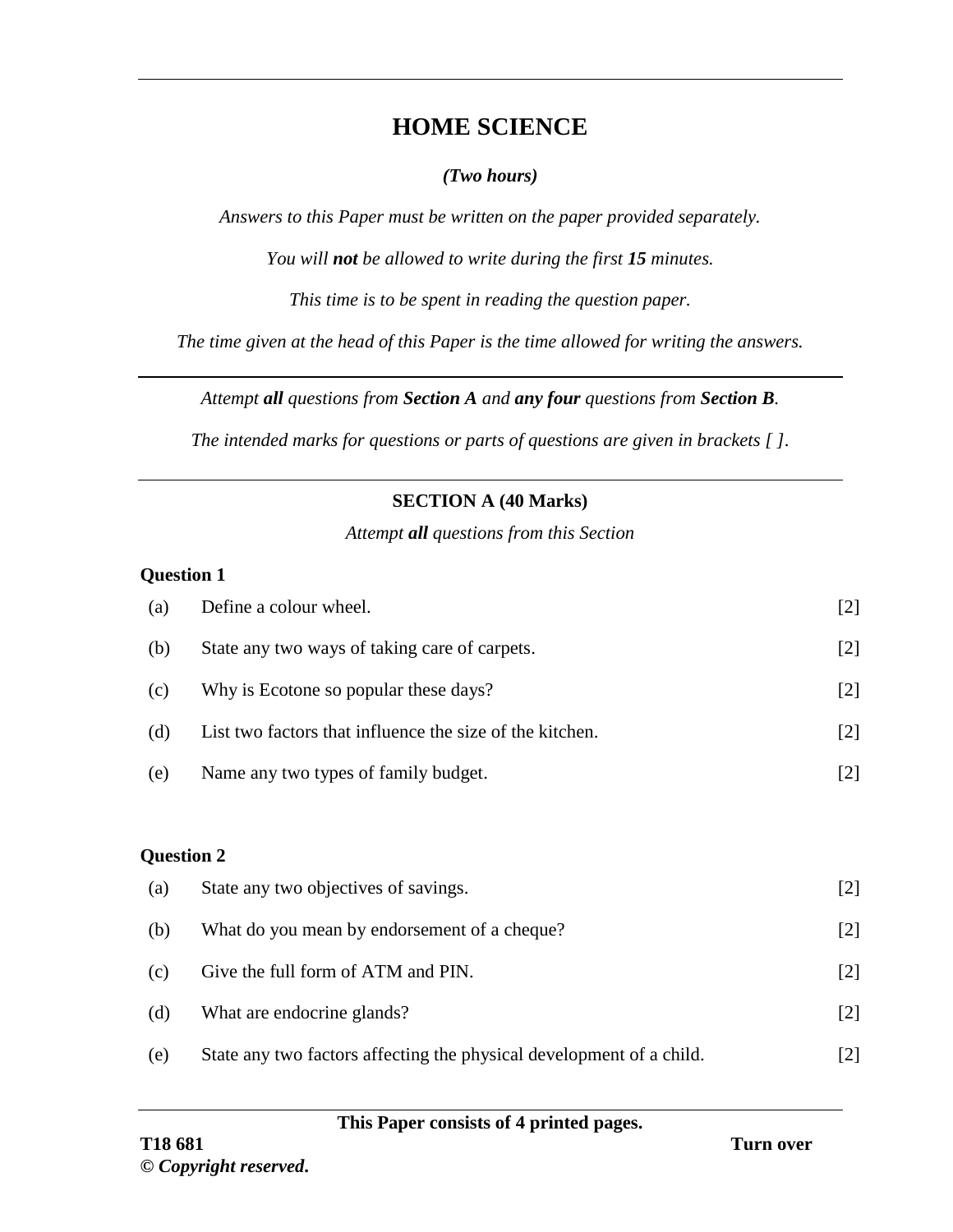# HOME SCIENCE

***(Two hours)***

*Answers to this Paper must be written on the paper provided separately.*

*You will **not** be allowed to write during the first **15** minutes.*

*This time is to be spent in reading the question paper.*

*The time given at the head of this Paper is the time allowed for writing the answers.*

---

*Attempt **all** questions from **Section A** and **any four** questions from **Section B**.*

*The intended marks for questions or parts of questions are given in brackets [ ].*

---

## SECTION A (40 Marks)

*Attempt **all** questions from this Section*

### Question 1

(a) Define a colour wheel. [2]

(b) State any two ways of taking care of carpets. [2]

(c) Why is Ecotone so popular these days? [2]

(d) List two factors that influence the size of the kitchen. [2]

(e) Name any two types of family budget. [2]

### Question 2

(a) State any two objectives of savings. [2]

(b) What do you mean by endorsement of a cheque? [2]

(c) Give the full form of ATM and PIN. [2]

(d) What are endocrine glands? [2]

(e) State any two factors affecting the physical development of a child. [2]

**This Paper consists of 4 printed pages.**

**T18 681** **Turn over**

**© *Copyright reserved*.**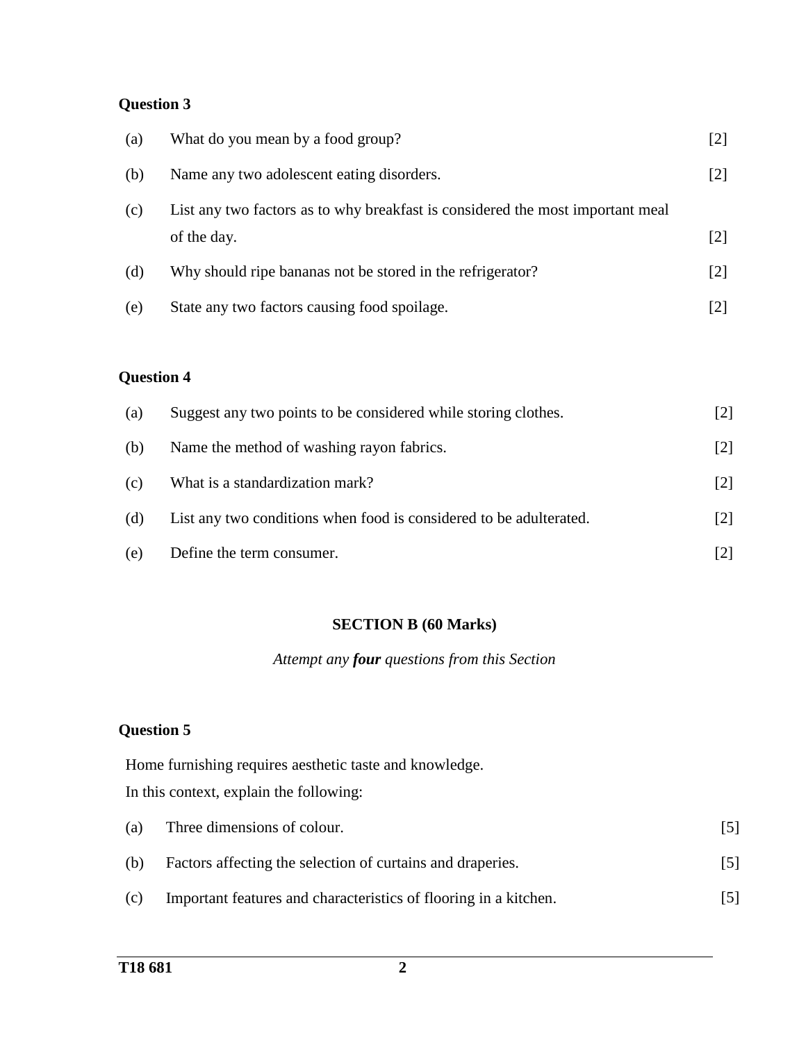**Question 3**

(a) What do you mean by a food group? [2]

(b) Name any two adolescent eating disorders. [2]

(c) List any two factors as to why breakfast is considered the most important meal of the day. [2]

(d) Why should ripe bananas not be stored in the refrigerator? [2]

(e) State any two factors causing food spoilage. [2]

**Question 4**

(a) Suggest any two points to be considered while storing clothes. [2]

(b) Name the method of washing rayon fabrics. [2]

(c) What is a standardization mark? [2]

(d) List any two conditions when food is considered to be adulterated. [2]

(e) Define the term consumer. [2]

## SECTION B (60 Marks)

*Attempt any* ***four*** *questions from this Section*

**Question 5**

Home furnishing requires aesthetic taste and knowledge.

In this context, explain the following:

(a) Three dimensions of colour. [5]

(b) Factors affecting the selection of curtains and draperies. [5]

(c) Important features and characteristics of flooring in a kitchen. [5]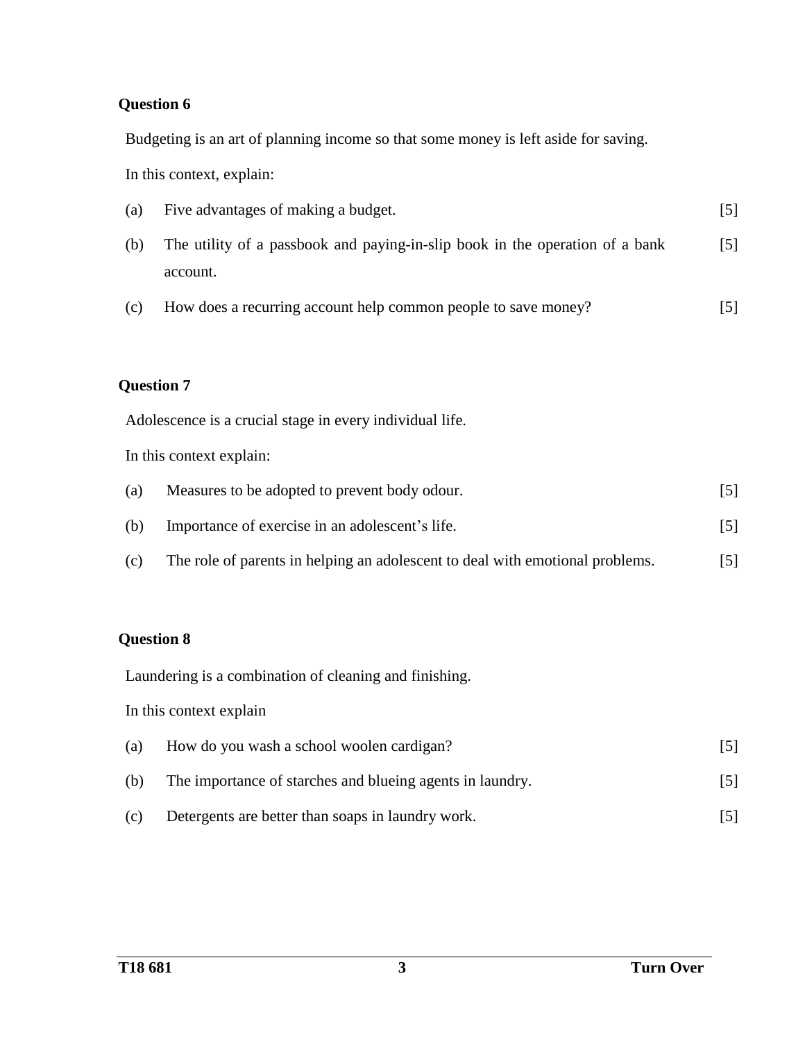**Question 6**

Budgeting is an art of planning income so that some money is left aside for saving.

In this context, explain:

(a) Five advantages of making a budget. [5]

(b) The utility of a passbook and paying-in-slip book in the operation of a bank account. [5]

(c) How does a recurring account help common people to save money? [5]

**Question 7**

Adolescence is a crucial stage in every individual life.

In this context explain:

(a) Measures to be adopted to prevent body odour. [5]

(b) Importance of exercise in an adolescent's life. [5]

(c) The role of parents in helping an adolescent to deal with emotional problems. [5]

**Question 8**

Laundering is a combination of cleaning and finishing.

In this context explain

(a) How do you wash a school woolen cardigan? [5]

(b) The importance of starches and blueing agents in laundry. [5]

(c) Detergents are better than soaps in laundry work. [5]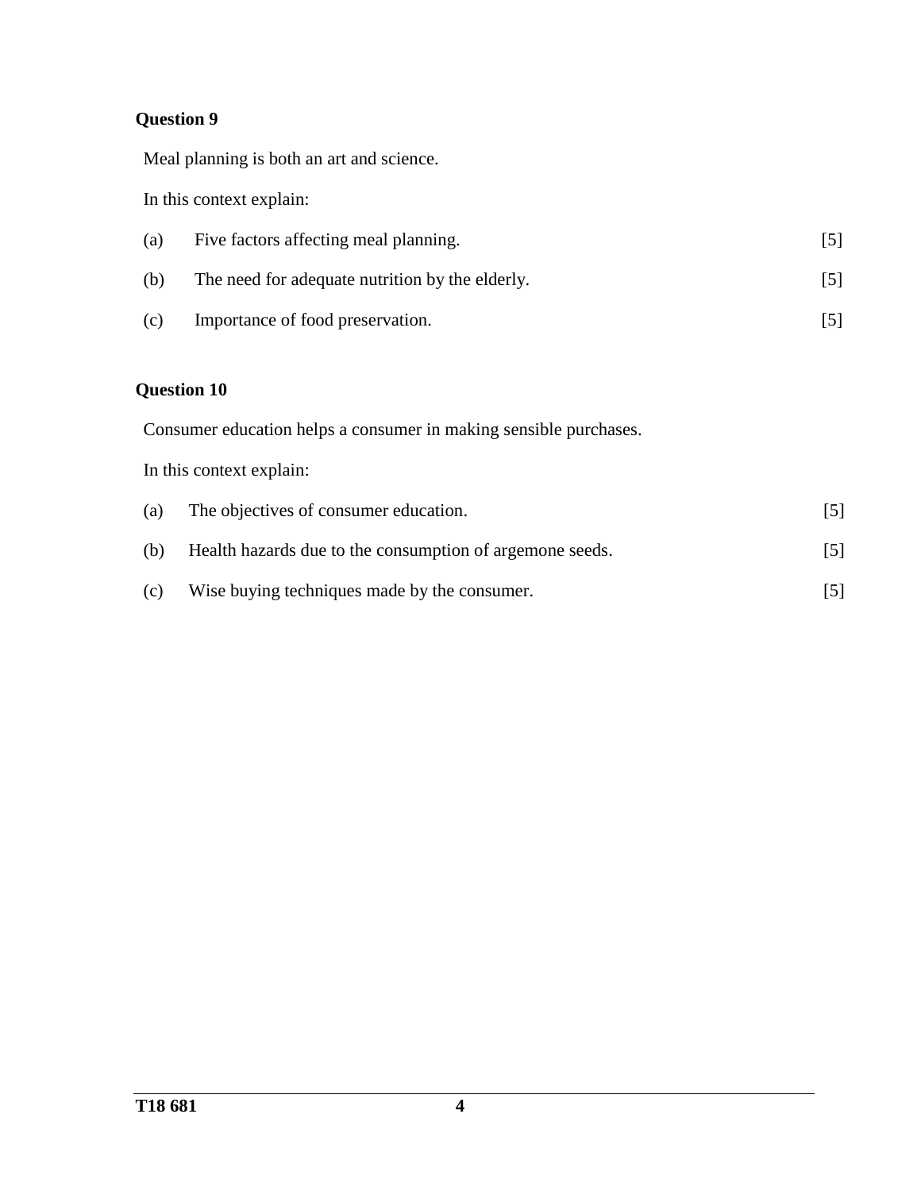**Question 9**

Meal planning is both an art and science.

In this context explain:

(a) Five factors affecting meal planning. [5]

(b) The need for adequate nutrition by the elderly. [5]

(c) Importance of food preservation. [5]

**Question 10**

Consumer education helps a consumer in making sensible purchases.

In this context explain:

(a) The objectives of consumer education. [5]

(b) Health hazards due to the consumption of argemone seeds. [5]

(c) Wise buying techniques made by the consumer. [5]